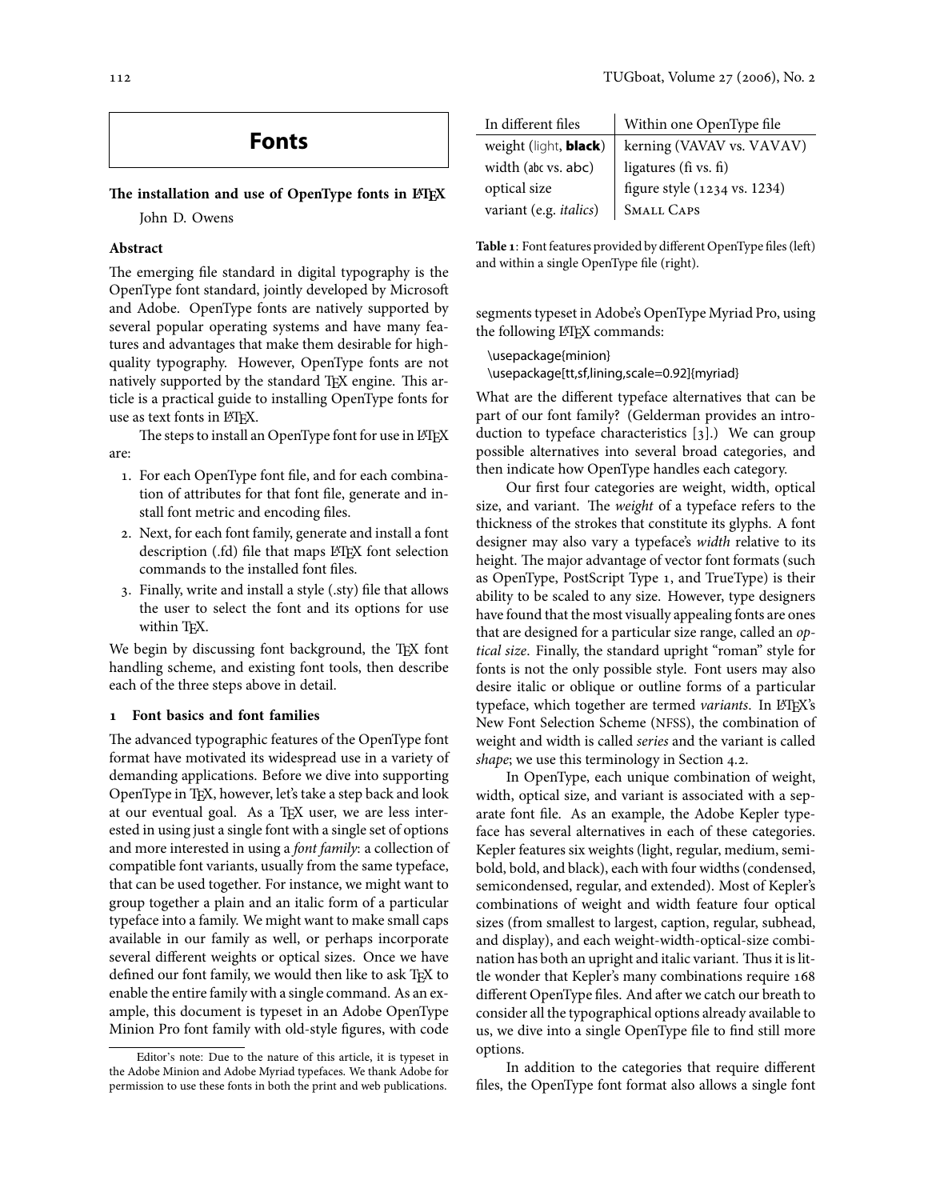# Fonts

## The installation and use of OpenType fonts in LaTeX

John D. Owens

### Abstract

The emerging file standard in digital typography is the OpenType font standard, jointly developed by Microsoft and Adobe. OpenType fonts are natively supported by several popular operating systems and have many features and advantages that make them desirable for high-quality typography. However, OpenType fonts are not natively supported by the standard TeX engine. This article is a practical guide to installing OpenType fonts for use as text fonts in LaTeX.

The steps to install an OpenType font for use in LaTeX are:

1. For each OpenType font file, and for each combination of attributes for that font file, generate and install font metric and encoding files.
2. Next, for each font family, generate and install a font description (.fd) file that maps LaTeX font selection commands to the installed font files.
3. Finally, write and install a style (.sty) file that allows the user to select the font and its options for use within TeX.

We begin by discussing font background, the TeX font handling scheme, and existing font tools, then describe each of the three steps above in detail.

### 1 Font basics and font families

The advanced typographic features of the OpenType font format have motivated its widespread use in a variety of demanding applications. Before we dive into supporting OpenType in TeX, however, let's take a step back and look at our eventual goal. As a TeX user, we are less interested in using just a single font with a single set of options and more interested in using a *font family*: a collection of compatible font variants, usually from the same typeface, that can be used together. For instance, we might want to group together a plain and an italic form of a particular typeface into a family. We might want to make small caps available in our family as well, or perhaps incorporate several different weights or optical sizes. Once we have defined our font family, we would then like to ask TeX to enable the entire family with a single command. As an example, this document is typeset in an Adobe OpenType Minion Pro font family with old-style figures, with code segments typeset in Adobe's OpenType Myriad Pro, using the following LaTeX commands:

```
\usepackage{minion}
\usepackage[tt,sf,lining,scale=0.92]{myriad}
```

| In different files | Within one OpenType file |
|---|---|
| weight (light, **black**) | kerning (VAVAV vs. VAVAV) |
| width (abc vs. abc) | ligatures (fi vs. fi) |
| optical size | figure style (1234 vs. 1234) |
| variant (e.g. *italics*) | Small Caps |

**Table 1**: Font features provided by different OpenType files (left) and within a single OpenType file (right).

What are the different typeface alternatives that can be part of our font family? (Gelderman provides an introduction to typeface characteristics [3].) We can group possible alternatives into several broad categories, and then indicate how OpenType handles each category.

Our first four categories are weight, width, optical size, and variant. The *weight* of a typeface refers to the thickness of the strokes that constitute its glyphs. A font designer may also vary a typeface's *width* relative to its height. The major advantage of vector font formats (such as OpenType, PostScript Type 1, and TrueType) is their ability to be scaled to any size. However, type designers have found that the most visually appealing fonts are ones that are designed for a particular size range, called an *optical size*. Finally, the standard upright "roman" style for fonts is not the only possible style. Font users may also desire italic or oblique or outline forms of a particular typeface, which together are termed *variants*. In LaTeX's New Font Selection Scheme (NFSS), the combination of weight and width is called *series* and the variant is called *shape*; we use this terminology in Section 4.2.

In OpenType, each unique combination of weight, width, optical size, and variant is associated with a separate font file. As an example, the Adobe Kepler typeface has several alternatives in each of these categories. Kepler features six weights (light, regular, medium, semibold, bold, and black), each with four widths (condensed, semicondensed, regular, and extended). Most of Kepler's combinations of weight and width feature four optical sizes (from smallest to largest, caption, regular, subhead, and display), and each weight-width-optical-size combination has both an upright and italic variant. Thus it is little wonder that Kepler's many combinations require 168 different OpenType files. And after we catch our breath to consider all the typographical options already available to us, we dive into a single OpenType file to find still more options.

In addition to the categories that require different files, the OpenType font format also allows a single font

Editor's note: Due to the nature of this article, it is typeset in the Adobe Minion and Adobe Myriad typefaces. We thank Adobe for permission to use these fonts in both the print and web publications.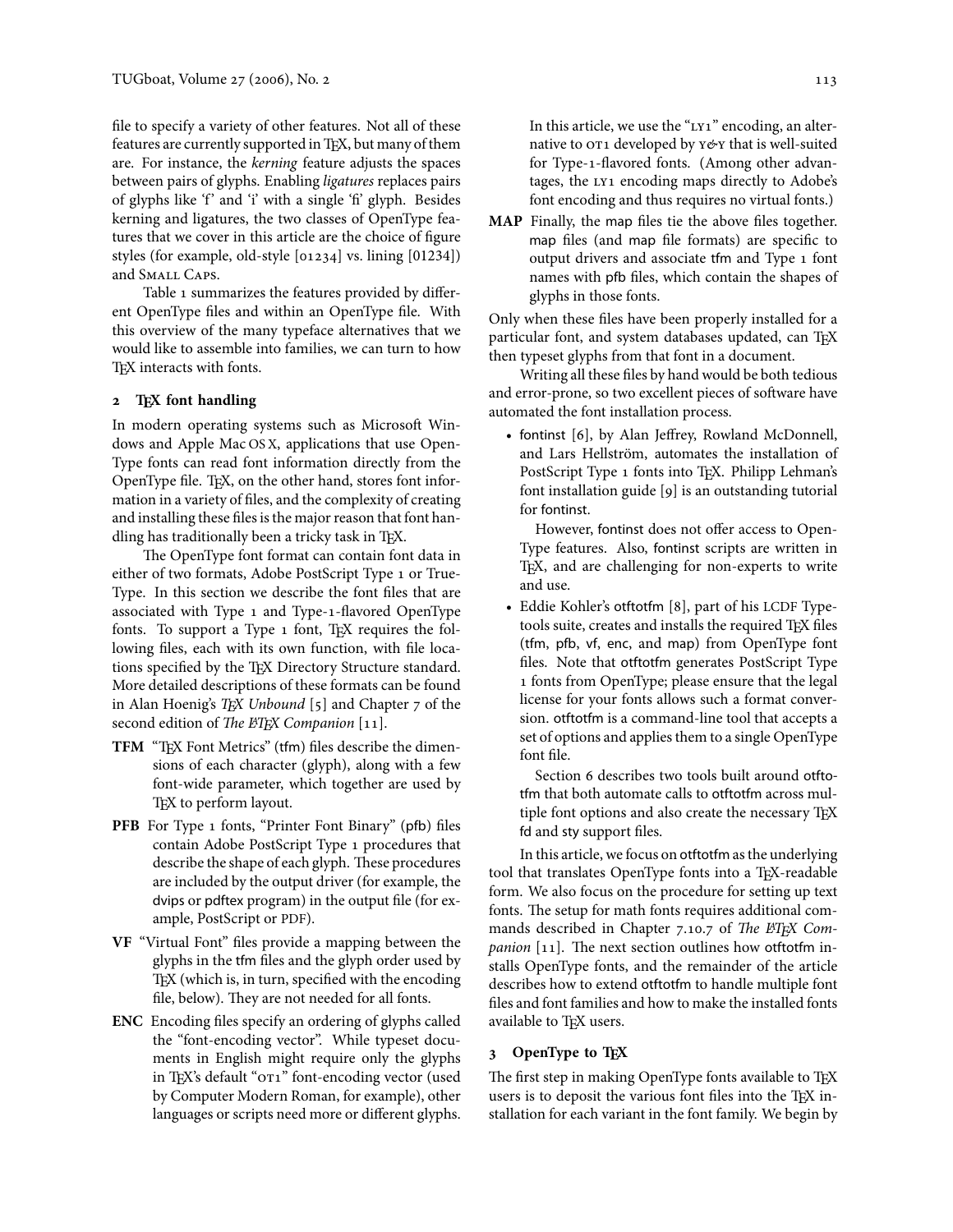file to specify a variety of other features. Not all of these features are currently supported in TEX, but many of them are. For instance, the *kerning* feature adjusts the spaces between pairs of glyphs. Enabling *ligatures* replaces pairs of glyphs like 'f' and 'i' with a single 'fi' glyph. Besides kerning and ligatures, the two classes of OpenType features that we cover in this article are the choice of figure styles (for example, old-style [01234] vs. lining [01234]) and Small Caps.

Table 1 summarizes the features provided by different OpenType files and within an OpenType file. With this overview of the many typeface alternatives that we would like to assemble into families, we can turn to how TEX interacts with fonts.

## 2 TEX font handling

In modern operating systems such as Microsoft Windows and Apple Mac OS X, applications that use OpenType fonts can read font information directly from the OpenType file. TEX, on the other hand, stores font information in a variety of files, and the complexity of creating and installing these files is the major reason that font handling has traditionally been a tricky task in TEX.

The OpenType font format can contain font data in either of two formats, Adobe PostScript Type 1 or TrueType. In this section we describe the font files that are associated with Type 1 and Type-1-flavored OpenType fonts. To support a Type 1 font, TEX requires the following files, each with its own function, with file locations specified by the TEX Directory Structure standard. More detailed descriptions of these formats can be found in Alan Hoenig's *TEX Unbound* [5] and Chapter 7 of the second edition of *The LATEX Companion* [11].

**TFM** "TEX Font Metrics" (tfm) files describe the dimensions of each character (glyph), along with a few font-wide parameter, which together are used by TEX to perform layout.

**PFB** For Type 1 fonts, "Printer Font Binary" (pfb) files contain Adobe PostScript Type 1 procedures that describe the shape of each glyph. These procedures are included by the output driver (for example, the dvips or pdftex program) in the output file (for example, PostScript or PDF).

**VF** "Virtual Font" files provide a mapping between the glyphs in the tfm files and the glyph order used by TEX (which is, in turn, specified with the encoding file, below). They are not needed for all fonts.

**ENC** Encoding files specify an ordering of glyphs called the "font-encoding vector". While typeset documents in English might require only the glyphs in TEX's default "OT1" font-encoding vector (used by Computer Modern Roman, for example), other languages or scripts need more or different glyphs.

In this article, we use the "LY1" encoding, an alternative to OT1 developed by Y&Y that is well-suited for Type-1-flavored fonts. (Among other advantages, the LY1 encoding maps directly to Adobe's font encoding and thus requires no virtual fonts.)

**MAP** Finally, the map files tie the above files together. map files (and map file formats) are specific to output drivers and associate tfm and Type 1 font names with pfb files, which contain the shapes of glyphs in those fonts.

Only when these files have been properly installed for a particular font, and system databases updated, can TEX then typeset glyphs from that font in a document.

Writing all these files by hand would be both tedious and error-prone, so two excellent pieces of software have automated the font installation process.

- fontinst [6], by Alan Jeffrey, Rowland McDonnell, and Lars Hellström, automates the installation of PostScript Type 1 fonts into TEX. Philipp Lehman's font installation guide [9] is an outstanding tutorial for fontinst.

  However, fontinst does not offer access to OpenType features. Also, fontinst scripts are written in TEX, and are challenging for non-experts to write and use.

- Eddie Kohler's otftotfm [8], part of his LCDF Typetools suite, creates and installs the required TEX files (tfm, pfb, vf, enc, and map) from OpenType font files. Note that otftotfm generates PostScript Type 1 fonts from OpenType; please ensure that the legal license for your fonts allows such a format conversion. otftotfm is a command-line tool that accepts a set of options and applies them to a single OpenType font file.

  Section 6 describes two tools built around otftotfm that both automate calls to otftotfm across multiple font options and also create the necessary TEX fd and sty support files.

In this article, we focus on otftotfm as the underlying tool that translates OpenType fonts into a TEX-readable form. We also focus on the procedure for setting up text fonts. The setup for math fonts requires additional commands described in Chapter 7.10.7 of *The LATEX Companion* [11]. The next section outlines how otftotfm installs OpenType fonts, and the remainder of the article describes how to extend otftotfm to handle multiple font files and font families and how to make the installed fonts available to TEX users.

## 3 OpenType to TEX

The first step in making OpenType fonts available to TEX users is to deposit the various font files into the TEX installation for each variant in the font family. We begin by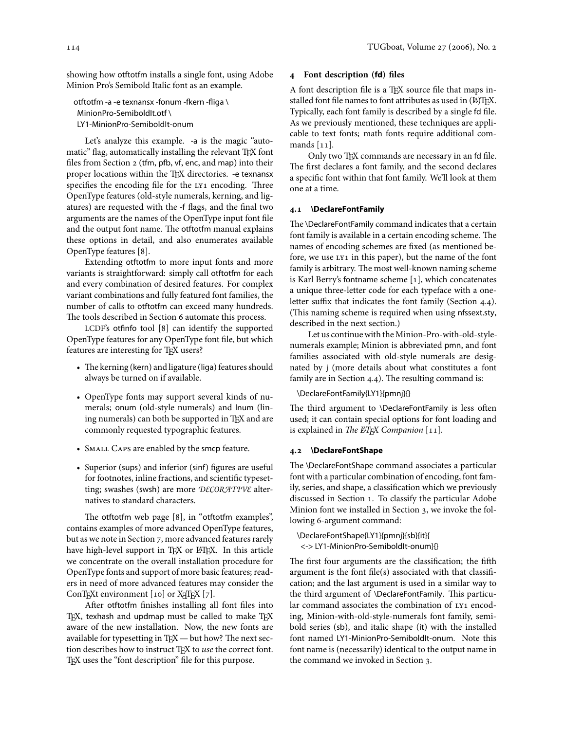showing how otftotfm installs a single font, using Adobe Minion Pro's Semibold Italic font as an example.

```
otftotfm -a -e texnansx -fonum -fkern -fliga \
  MinionPro-SemiboldIt.otf \
  LY1-MinionPro-SemiboldIt-onum
```

Let's analyze this example. -a is the magic "automatic" flag, automatically installing the relevant TeX font files from Section 2 (tfm, pfb, vf, enc, and map) into their proper locations within the TeX directories. -e texnansx specifies the encoding file for the LY1 encoding. Three OpenType features (old-style numerals, kerning, and ligatures) are requested with the -f flags, and the final two arguments are the names of the OpenType input font file and the output font name. The otftotfm manual explains these options in detail, and also enumerates available OpenType features [8].

Extending otftotfm to more input fonts and more variants is straightforward: simply call otftotfm for each and every combination of desired features. For complex variant combinations and fully featured font families, the number of calls to otftotfm can exceed many hundreds. The tools described in Section 6 automate this process.

LCDF's otfinfo tool [8] can identify the supported OpenType features for any OpenType font file, but which features are interesting for TeX users?

- The kerning (kern) and ligature (liga) features should always be turned on if available.
- OpenType fonts may support several kinds of numerals; onum (old-style numerals) and lnum (lining numerals) can both be supported in TeX and are commonly requested typographic features.
- Small Caps are enabled by the smcp feature.
- Superior (sups) and inferior (sinf) figures are useful for footnotes, inline fractions, and scientific typesetting; swashes (swsh) are more *DECORATIVE* alternatives to standard characters.

The otftotfm web page [8], in "otftotfm examples", contains examples of more advanced OpenType features, but as we note in Section 7, more advanced features rarely have high-level support in TeX or LaTeX. In this article we concentrate on the overall installation procedure for OpenType fonts and support of more basic features; readers in need of more advanced features may consider the ConTeXt environment [10] or XeTeX [7].

After otftotfm finishes installing all font files into TeX, texhash and updmap must be called to make TeX aware of the new installation. Now, the new fonts are available for typesetting in TeX — but how? The next section describes how to instruct TeX to *use* the correct font. TeX uses the "font description" file for this purpose.

## 4 Font description (fd) files

A font description file is a TeX source file that maps installed font file names to font attributes as used in (La)TeX. Typically, each font family is described by a single fd file. As we previously mentioned, these techniques are applicable to text fonts; math fonts require additional commands [11].

Only two TeX commands are necessary in an fd file. The first declares a font family, and the second declares a specific font within that font family. We'll look at them one at a time.

### 4.1 \DeclareFontFamily

The \DeclareFontFamily command indicates that a certain font family is available in a certain encoding scheme. The names of encoding schemes are fixed (as mentioned before, we use LY1 in this paper), but the name of the font family is arbitrary. The most well-known naming scheme is Karl Berry's fontname scheme [1], which concatenates a unique three-letter code for each typeface with a one-letter suffix that indicates the font family (Section 4.4). (This naming scheme is required when using nfssext.sty, described in the next section.)

Let us continue with the Minion-Pro-with-old-style-numerals example; Minion is abbreviated pmn, and font families associated with old-style numerals are designated by j (more details about what constitutes a font family are in Section 4.4). The resulting command is:

```
\DeclareFontFamily{LY1}{pmnj}{}
```

The third argument to \DeclareFontFamily is less often used; it can contain special options for font loading and is explained in *The LaTeX Companion* [11].

### 4.2 \DeclareFontShape

The \DeclareFontShape command associates a particular font with a particular combination of encoding, font family, series, and shape, a classification which we previously discussed in Section 1. To classify the particular Adobe Minion font we installed in Section 3, we invoke the following 6-argument command:

```
\DeclareFontShape{LY1}{pmnj}{sb}{it}{
  <-> LY1-MinionPro-SemiboldIt-onum}{}
```

The first four arguments are the classification; the fifth argument is the font file(s) associated with that classification; and the last argument is used in a similar way to the third argument of \DeclareFontFamily. This particular command associates the combination of LY1 encoding, Minion-with-old-style-numerals font family, semibold series (sb), and italic shape (it) with the installed font named LY1-MinionPro-SemiboldIt-onum. Note this font name is (necessarily) identical to the output name in the command we invoked in Section 3.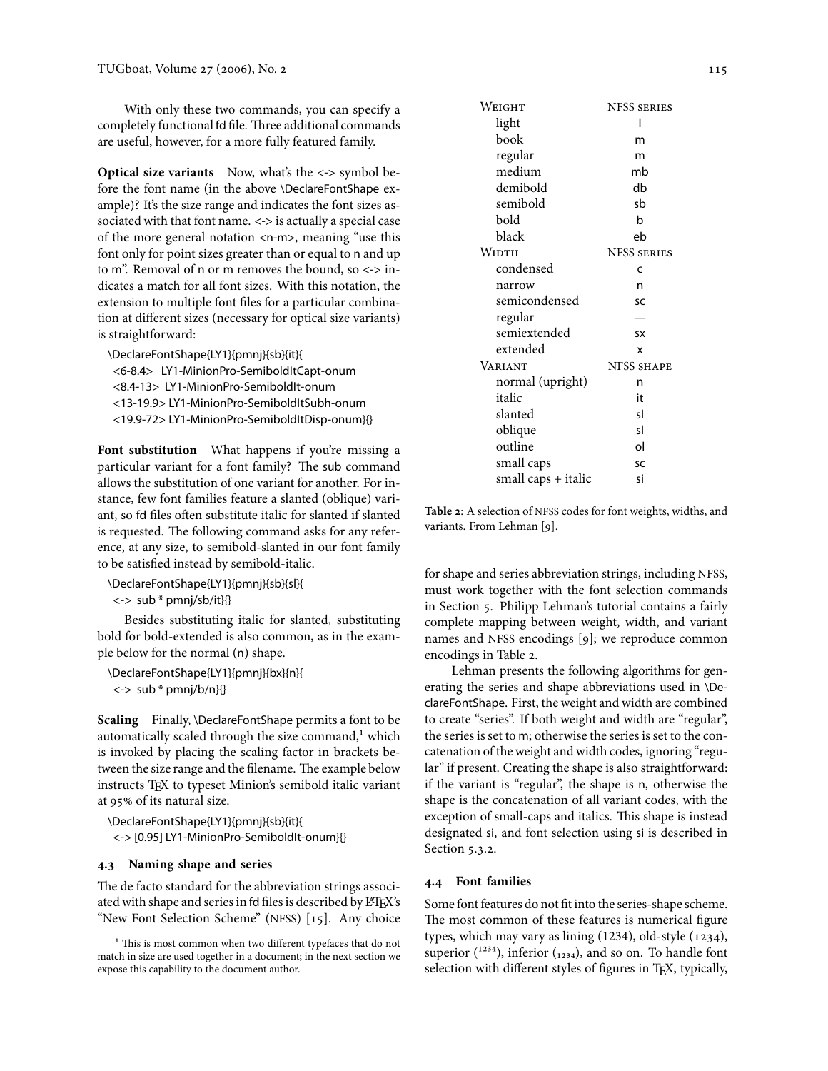With only these two commands, you can specify a completely functional fd file. Three additional commands are useful, however, for a more fully featured family.

**Optical size variants** Now, what's the <-> symbol before the font name (in the above \DeclareFontShape example)? It's the size range and indicates the font sizes associated with that font name. <-> is actually a special case of the more general notation <n-m>, meaning "use this font only for point sizes greater than or equal to n and up to m". Removal of n or m removes the bound, so <-> indicates a match for all font sizes. With this notation, the extension to multiple font files for a particular combination at different sizes (necessary for optical size variants) is straightforward:

```
\DeclareFontShape{LY1}{pmnj}{sb}{it}{
 <6-8.4>  LY1-MinionPro-SemiboldItCapt-onum
 <8.4-13>  LY1-MinionPro-SemiboldIt-onum
 <13-19.9> LY1-MinionPro-SemiboldItSubh-onum
 <19.9-72> LY1-MinionPro-SemiboldItDisp-onum}{}
```

**Font substitution** What happens if you're missing a particular variant for a font family? The sub command allows the substitution of one variant for another. For instance, few font families feature a slanted (oblique) variant, so fd files often substitute italic for slanted if slanted is requested. The following command asks for any reference, at any size, to semibold-slanted in our font family to be satisfied instead by semibold-italic.

```
\DeclareFontShape{LY1}{pmnj}{sb}{sl}{
 <-> sub * pmnj/sb/it}{}
```

Besides substituting italic for slanted, substituting bold for bold-extended is also common, as in the example below for the normal (n) shape.

```
\DeclareFontShape{LY1}{pmnj}{bx}{n}{
 <-> sub * pmnj/b/n}{}
```

**Scaling** Finally, \DeclareFontShape permits a font to be automatically scaled through the size command,[1] which is invoked by placing the scaling factor in brackets between the size range and the filename. The example below instructs TeX to typeset Minion's semibold italic variant at 95% of its natural size.

```
\DeclareFontShape{LY1}{pmnj}{sb}{it}{
 <-> [0.95] LY1-MinionPro-SemiboldIt-onum}{}
```

### 4.3 Naming shape and series

The de facto standard for the abbreviation strings associated with shape and series in fd files is described by LaTeX's "New Font Selection Scheme" (NFSS) [15]. Any choice for shape and series abbreviation strings, including NFSS, must work together with the font selection commands in Section 5. Philipp Lehman's tutorial contains a fairly complete mapping between weight, width, and variant names and NFSS encodings [9]; we reproduce common encodings in Table 2.

| Weight | NFSS series |
|---|---|
| light | l |
| book | m |
| regular | m |
| medium | mb |
| demibold | db |
| semibold | sb |
| bold | b |
| black | eb |
| **Width** | **NFSS series** |
| condensed | c |
| narrow | n |
| semicondensed | sc |
| regular | — |
| semiextended | sx |
| extended | x |
| **Variant** | **NFSS shape** |
| normal (upright) | n |
| italic | it |
| slanted | sl |
| oblique | sl |
| outline | ol |
| small caps | sc |
| small caps + italic | si |

**Table 2**: A selection of NFSS codes for font weights, widths, and variants. From Lehman [9].

Lehman presents the following algorithms for generating the series and shape abbreviations used in \DeclareFontShape. First, the weight and width are combined to create "series". If both weight and width are "regular", the series is set to m; otherwise the series is set to the concatenation of the weight and width codes, ignoring "regular" if present. Creating the shape is also straightforward: if the variant is "regular", the shape is n, otherwise the shape is the concatenation of all variant codes, with the exception of small-caps and italics. This shape is instead designated si, and font selection using si is described in Section 5.3.2.

### 4.4 Font families

Some font features do not fit into the series-shape scheme. The most common of these features is numerical figure types, which may vary as lining (1234), old-style (1234), superior ($^{1234}$), inferior ($_{1234}$), and so on. To handle font selection with different styles of figures in TeX, typically,

[1] This is most common when two different typefaces that do not match in size are used together in a document; in the next section we expose this capability to the document author.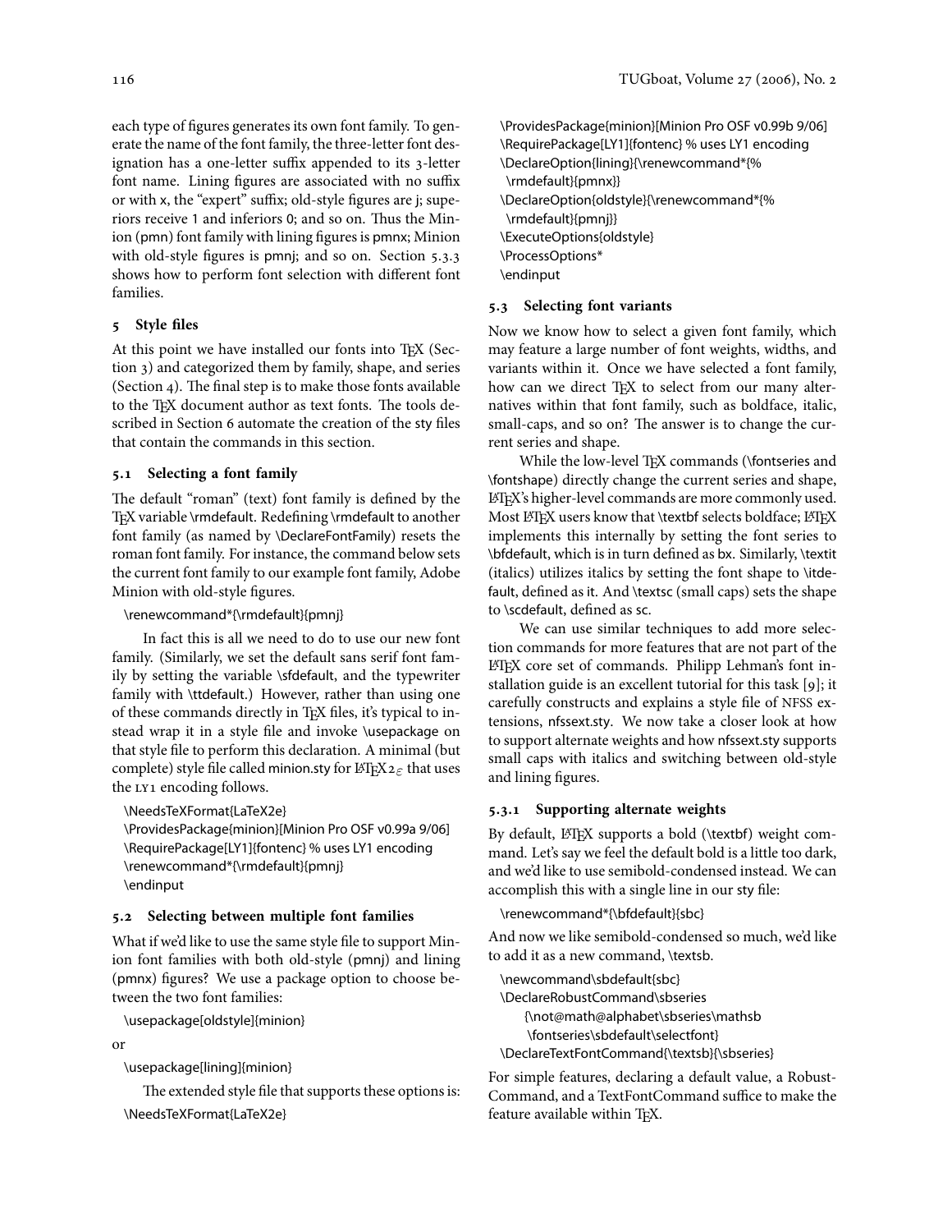each type of figures generates its own font family. To generate the name of the font family, the three-letter font designation has a one-letter suffix appended to its 3-letter font name. Lining figures are associated with no suffix or with x, the "expert" suffix; old-style figures are j; superiors receive 1 and inferiors 0; and so on. Thus the Minion (pmn) font family with lining figures is pmnx; Minion with old-style figures is pmnj; and so on. Section 5.3.3 shows how to perform font selection with different font families.

## 5 Style files

At this point we have installed our fonts into TEX (Section 3) and categorized them by family, shape, and series (Section 4). The final step is to make those fonts available to the TEX document author as text fonts. The tools described in Section 6 automate the creation of the sty files that contain the commands in this section.

### 5.1 Selecting a font family

The default "roman" (text) font family is defined by the TEX variable \rmdefault. Redefining \rmdefault to another font family (as named by \DeclareFontFamily) resets the roman font family. For instance, the command below sets the current font family to our example font family, Adobe Minion with old-style figures.

```
\renewcommand*{\rmdefault}{pmnj}
```

In fact this is all we need to do to use our new font family. (Similarly, we set the default sans serif font family by setting the variable \sfdefault, and the typewriter family with \ttdefault.) However, rather than using one of these commands directly in TEX files, it's typical to instead wrap it in a style file and invoke \usepackage on that style file to perform this declaration. A minimal (but complete) style file called minion.sty for LATEX 2ε that uses the LY1 encoding follows.

```
\NeedsTeXFormat{LaTeX2e}
\ProvidesPackage{minion}[Minion Pro OSF v0.99a 9/06]
\RequirePackage[LY1]{fontenc} % uses LY1 encoding
\renewcommand*{\rmdefault}{pmnj}
\endinput
```

### 5.2 Selecting between multiple font families

What if we'd like to use the same style file to support Minion font families with both old-style (pmnj) and lining (pmnx) figures? We use a package option to choose between the two font families:

```
\usepackage[oldstyle]{minion}
```

or

```
\usepackage[lining]{minion}
```

The extended style file that supports these options is:

```
\NeedsTeXFormat{LaTeX2e}
\ProvidesPackage{minion}[Minion Pro OSF v0.99b 9/06]
\RequirePackage[LY1]{fontenc} % uses LY1 encoding
\DeclareOption{lining}{\renewcommand*{%
  \rmdefault}{pmnx}}
\DeclareOption{oldstyle}{\renewcommand*{%
  \rmdefault}{pmnj}}
\ExecuteOptions{oldstyle}
\ProcessOptions*
\endinput
```

### 5.3 Selecting font variants

Now we know how to select a given font family, which may feature a large number of font weights, widths, and variants within it. Once we have selected a font family, how can we direct TEX to select from our many alternatives within that font family, such as boldface, italic, small-caps, and so on? The answer is to change the current series and shape.

While the low-level TEX commands (\fontseries and \fontshape) directly change the current series and shape, LATEX's higher-level commands are more commonly used. Most LATEX users know that \textbf selects boldface; LATEX implements this internally by setting the font series to \bfdefault, which is in turn defined as bx. Similarly, \textit (italics) utilizes italics by setting the font shape to \itdefault, defined as it. And \textsc (small caps) sets the shape to \scdefault, defined as sc.

We can use similar techniques to add more selection commands for more features that are not part of the LATEX core set of commands. Philipp Lehman's font installation guide is an excellent tutorial for this task [9]; it carefully constructs and explains a style file of NFSS extensions, nfssext.sty. We now take a closer look at how to support alternate weights and how nfssext.sty supports small caps with italics and switching between old-style and lining figures.

#### 5.3.1 Supporting alternate weights

By default, LATEX supports a bold (\textbf) weight command. Let's say we feel the default bold is a little too dark, and we'd like to use semibold-condensed instead. We can accomplish this with a single line in our sty file:

```
\renewcommand*{\bfdefault}{sbc}
```

And now we like semibold-condensed so much, we'd like to add it as a new command, \textsb.

```
\newcommand\sbdefault{sbc}
\DeclareRobustCommand\sbseries
    {\not@math@alphabet\sbseries\mathsb
     \fontseries\sbdefault\selectfont}
\DeclareTextFontCommand{\textsb}{\sbseries}
```

For simple features, declaring a default value, a RobustCommand, and a TextFontCommand suffice to make the feature available within TEX.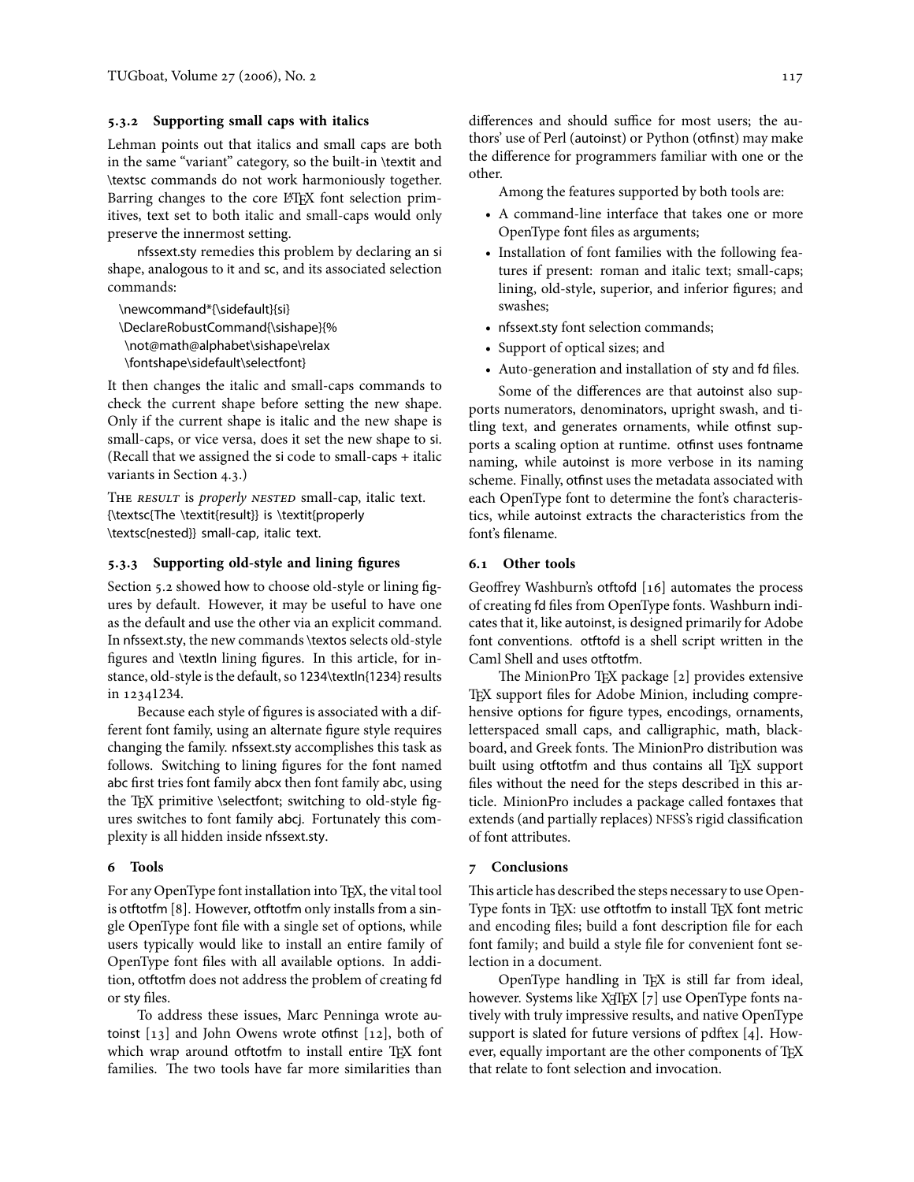### 5.3.2 Supporting small caps with italics

Lehman points out that italics and small caps are both in the same "variant" category, so the built-in \textit and \textsc commands do not work harmoniously together. Barring changes to the core LaTeX font selection primitives, text set to both italic and small-caps would only preserve the innermost setting.

nfssext.sty remedies this problem by declaring an si shape, analogous to it and sc, and its associated selection commands:

```
\newcommand*{\sidefault}{si}
\DeclareRobustCommand{\sishape}{%
 \not@math@alphabet\sishape\relax
 \fontshape\sidefault\selectfont}
```

It then changes the italic and small-caps commands to check the current shape before setting the new shape. Only if the current shape is italic and the new shape is small-caps, or vice versa, does it set the new shape to si. (Recall that we assigned the si code to small-caps + italic variants in Section 4.3.)

THE *RESULT* is *properly NESTED* small-cap, italic text.

```
{\textsc{The \textit{result}} is \textit{properly
\textsc{nested}} small-cap, italic text.
```

### 5.3.3 Supporting old-style and lining figures

Section 5.2 showed how to choose old-style or lining figures by default. However, it may be useful to have one as the default and use the other via an explicit command. In nfssext.sty, the new commands \textos selects old-style figures and \textln lining figures. In this article, for instance, old-style is the default, so 1234\textln{1234} results in 12341234.

Because each style of figures is associated with a different font family, using an alternate figure style requires changing the family. nfssext.sty accomplishes this task as follows. Switching to lining figures for the font named abc first tries font family abcx then font family abc, using the TeX primitive \selectfont; switching to old-style figures switches to font family abcj. Fortunately this complexity is all hidden inside nfssext.sty.

## 6 Tools

For any OpenType font installation into TeX, the vital tool is otftotfm [8]. However, otftotfm only installs from a single OpenType font file with a single set of options, while users typically would like to install an entire family of OpenType font files with all available options. In addition, otftotfm does not address the problem of creating fd or sty files.

To address these issues, Marc Penninga wrote autoinst [13] and John Owens wrote otfinst [12], both of which wrap around otftotfm to install entire TeX font families. The two tools have far more similarities than differences and should suffice for most users; the authors' use of Perl (autoinst) or Python (otfinst) may make the difference for programmers familiar with one or the other.

Among the features supported by both tools are:

- A command-line interface that takes one or more OpenType font files as arguments;
- Installation of font families with the following features if present: roman and italic text; small-caps; lining, old-style, superior, and inferior figures; and swashes;
- nfssext.sty font selection commands;
- Support of optical sizes; and
- Auto-generation and installation of sty and fd files.

Some of the differences are that autoinst also supports numerators, denominators, upright swash, and titling text, and generates ornaments, while otfinst supports a scaling option at runtime. otfinst uses fontname naming, while autoinst is more verbose in its naming scheme. Finally, otfinst uses the metadata associated with each OpenType font to determine the font's characteristics, while autoinst extracts the characteristics from the font's filename.

### 6.1 Other tools

Geoffrey Washburn's otftofd [16] automates the process of creating fd files from OpenType fonts. Washburn indicates that it, like autoinst, is designed primarily for Adobe font conventions. otftofd is a shell script written in the Caml Shell and uses otftotfm.

The MinionPro TeX package [2] provides extensive TeX support files for Adobe Minion, including comprehensive options for figure types, encodings, ornaments, letterspaced small caps, and calligraphic, math, blackboard, and Greek fonts. The MinionPro distribution was built using otftotfm and thus contains all TeX support files without the need for the steps described in this article. MinionPro includes a package called fontaxes that extends (and partially replaces) NFSS's rigid classification of font attributes.

## 7 Conclusions

This article has described the steps necessary to use OpenType fonts in TeX: use otftotfm to install TeX font metric and encoding files; build a font description file for each font family; and build a style file for convenient font selection in a document.

OpenType handling in TeX is still far from ideal, however. Systems like XeTeX [7] use OpenType fonts natively with truly impressive results, and native OpenType support is slated for future versions of pdftex [4]. However, equally important are the other components of TeX that relate to font selection and invocation.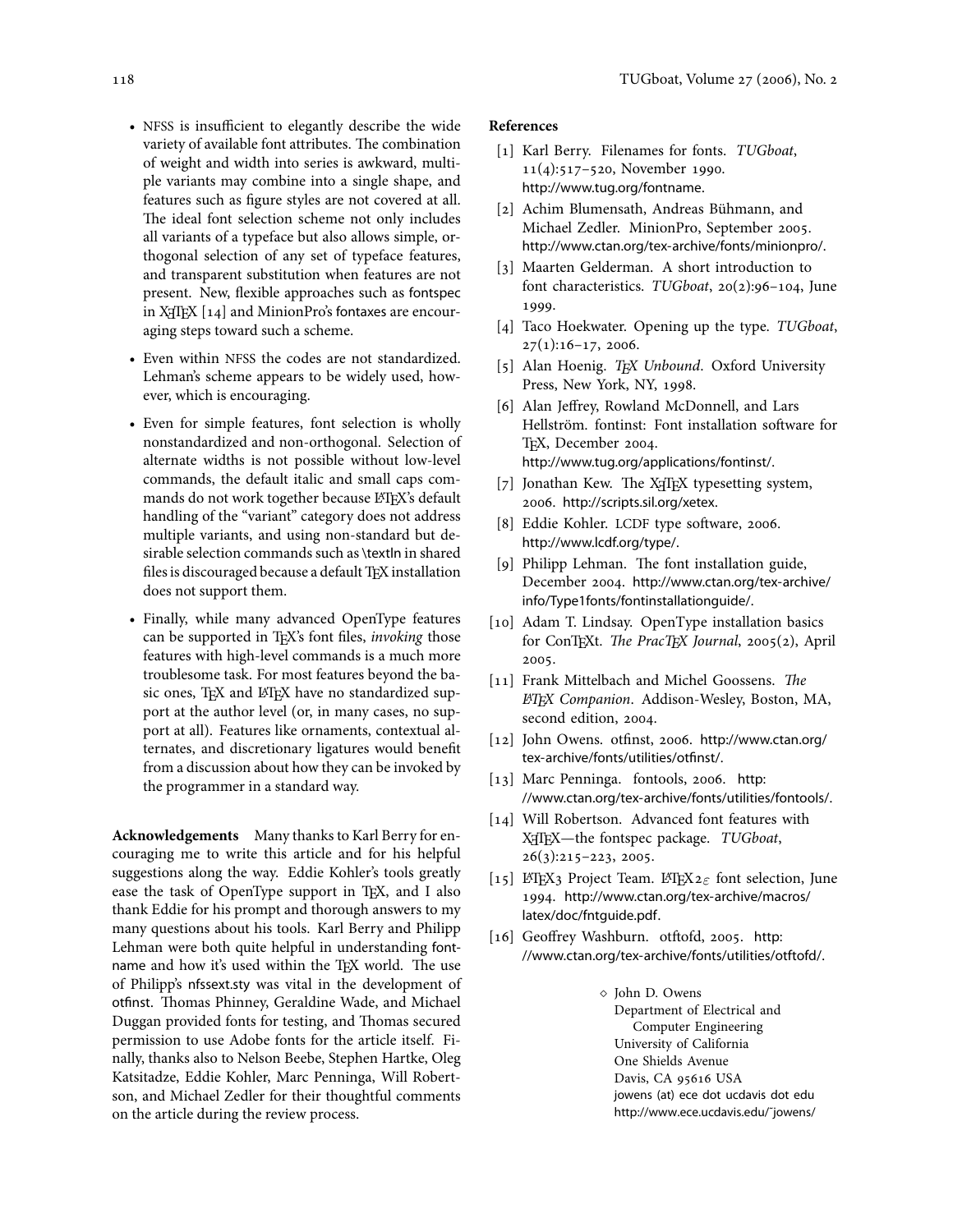- NFSS is insufficient to elegantly describe the wide variety of available font attributes. The combination of weight and width into series is awkward, multiple variants may combine into a single shape, and features such as figure styles are not covered at all. The ideal font selection scheme not only includes all variants of a typeface but also allows simple, orthogonal selection of any set of typeface features, and transparent substitution when features are not present. New, flexible approaches such as fontspec in XeTeX [14] and MinionPro's fontaxes are encouraging steps toward such a scheme.

- Even within NFSS the codes are not standardized. Lehman's scheme appears to be widely used, however, which is encouraging.

- Even for simple features, font selection is wholly nonstandardized and non-orthogonal. Selection of alternate widths is not possible without low-level commands, the default italic and small caps commands do not work together because LaTeX's default handling of the "variant" category does not address multiple variants, and using non-standard but desirable selection commands such as \textln in shared files is discouraged because a default TeX installation does not support them.

- Finally, while many advanced OpenType features can be supported in TeX's font files, *invoking* those features with high-level commands is a much more troublesome task. For most features beyond the basic ones, TeX and LaTeX have no standardized support at the author level (or, in many cases, no support at all). Features like ornaments, contextual alternates, and discretionary ligatures would benefit from a discussion about how they can be invoked by the programmer in a standard way.

**Acknowledgements** Many thanks to Karl Berry for encouraging me to write this article and for his helpful suggestions along the way. Eddie Kohler's tools greatly ease the task of OpenType support in TeX, and I also thank Eddie for his prompt and thorough answers to my many questions about his tools. Karl Berry and Philipp Lehman were both quite helpful in understanding fontname and how it's used within the TeX world. The use of Philipp's nfssext.sty was vital in the development of otfinst. Thomas Phinney, Geraldine Wade, and Michael Duggan provided fonts for testing, and Thomas secured permission to use Adobe fonts for the article itself. Finally, thanks also to Nelson Beebe, Stephen Hartke, Oleg Katsitadze, Eddie Kohler, Marc Penninga, Will Robertson, and Michael Zedler for their thoughtful comments on the article during the review process.

**References**

[1] Karl Berry. Filenames for fonts. *TUGboat*, 11(4):517–520, November 1990. http://www.tug.org/fontname.

[2] Achim Blumensath, Andreas Bühmann, and Michael Zedler. MinionPro, September 2005. http://www.ctan.org/tex-archive/fonts/minionpro/.

[3] Maarten Gelderman. A short introduction to font characteristics. *TUGboat*, 20(2):96–104, June 1999.

[4] Taco Hoekwater. Opening up the type. *TUGboat*, 27(1):16–17, 2006.

[5] Alan Hoenig. *TeX Unbound*. Oxford University Press, New York, NY, 1998.

[6] Alan Jeffrey, Rowland McDonnell, and Lars Hellström. fontinst: Font installation software for TeX, December 2004. http://www.tug.org/applications/fontinst/.

[7] Jonathan Kew. The XeTeX typesetting system, 2006. http://scripts.sil.org/xetex.

[8] Eddie Kohler. LCDF type software, 2006. http://www.lcdf.org/type/.

[9] Philipp Lehman. The font installation guide, December 2004. http://www.ctan.org/tex-archive/info/Type1fonts/fontinstallationguide/.

[10] Adam T. Lindsay. OpenType installation basics for ConTeXt. *The PracTeX Journal*, 2005(2), April 2005.

[11] Frank Mittelbach and Michel Goossens. *The LaTeX Companion*. Addison-Wesley, Boston, MA, second edition, 2004.

[12] John Owens. otfinst, 2006. http://www.ctan.org/tex-archive/fonts/utilities/otfinst/.

[13] Marc Penninga. fontools, 2006. http://www.ctan.org/tex-archive/fonts/utilities/fontools/.

[14] Will Robertson. Advanced font features with XeTeX—the fontspec package. *TUGboat*, 26(3):215–223, 2005.

[15] LaTeX3 Project Team. LaTeX2$\varepsilon$ font selection, June 1994. http://www.ctan.org/tex-archive/macros/latex/doc/fntguide.pdf.

[16] Geoffrey Washburn. otftofd, 2005. http://www.ctan.org/tex-archive/fonts/utilities/otftofd/.

◇ John D. Owens
Department of Electrical and Computer Engineering
University of California
One Shields Avenue
Davis, CA 95616 USA
jowens (at) ece dot ucdavis dot edu
http://www.ece.ucdavis.edu/~jowens/